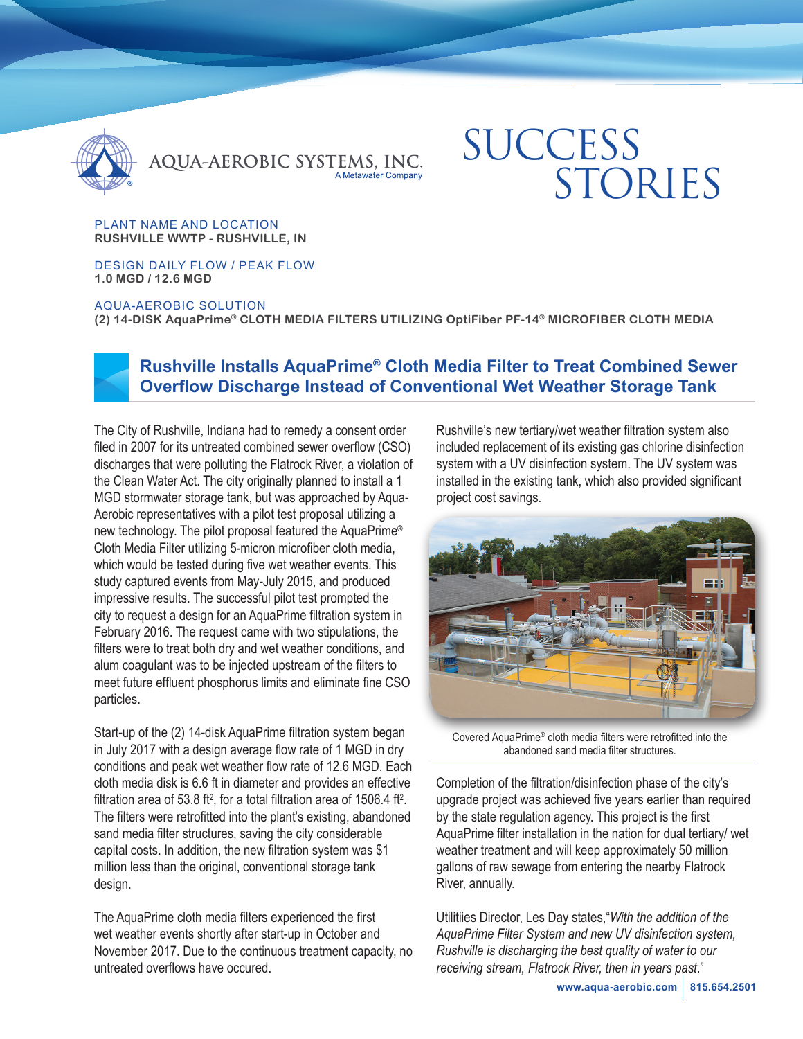AQUA-AEROBIC SYSTEMS, INC.
A Metawater Company

# SUCCESS STORIES

PLANT NAME AND LOCATION
**RUSHVILLE WWTP - RUSHVILLE, IN**

DESIGN DAILY FLOW / PEAK FLOW
**1.0 MGD / 12.6 MGD**

AQUA-AEROBIC SOLUTION
**(2) 14-DISK AquaPrime® CLOTH MEDIA FILTERS UTILIZING OptiFiber PF-14® MICROFIBER CLOTH MEDIA**

## Rushville Installs AquaPrime® Cloth Media Filter to Treat Combined Sewer Overflow Discharge Instead of Conventional Wet Weather Storage Tank

The City of Rushville, Indiana had to remedy a consent order filed in 2007 for its untreated combined sewer overflow (CSO) discharges that were polluting the Flatrock River, a violation of the Clean Water Act. The city originally planned to install a 1 MGD stormwater storage tank, but was approached by Aqua-Aerobic representatives with a pilot test proposal utilizing a new technology. The pilot proposal featured the AquaPrime® Cloth Media Filter utilizing 5-micron microfiber cloth media, which would be tested during five wet weather events. This study captured events from May-July 2015, and produced impressive results. The successful pilot test prompted the city to request a design for an AquaPrime filtration system in February 2016. The request came with two stipulations, the filters were to treat both dry and wet weather conditions, and alum coagulant was to be injected upstream of the filters to meet future effluent phosphorus limits and eliminate fine CSO particles.

Start-up of the (2) 14-disk AquaPrime filtration system began in July 2017 with a design average flow rate of 1 MGD in dry conditions and peak wet weather flow rate of 12.6 MGD. Each cloth media disk is 6.6 ft in diameter and provides an effective filtration area of 53.8 $ft^2$, for a total filtration area of 1506.4 $ft^2$. The filters were retrofitted into the plant's existing, abandoned sand media filter structures, saving the city considerable capital costs. In addition, the new filtration system was $1 million less than the original, conventional storage tank design.

The AquaPrime cloth media filters experienced the first wet weather events shortly after start-up in October and November 2017. Due to the continuous treatment capacity, no untreated overflows have occured.

Rushville's new tertiary/wet weather filtration system also included replacement of its existing gas chlorine disinfection system with a UV disinfection system. The UV system was installed in the existing tank, which also provided significant project cost savings.

Covered AquaPrime® cloth media filters were retrofitted into the abandoned sand media filter structures.

Completion of the filtration/disinfection phase of the city's upgrade project was achieved five years earlier than required by the state regulation agency. This project is the first AquaPrime filter installation in the nation for dual tertiary/ wet weather treatment and will keep approximately 50 million gallons of raw sewage from entering the nearby Flatrock River, annually.

Utilitiies Director, Les Day states,"*With the addition of the AquaPrime Filter System and new UV disinfection system, Rushville is discharging the best quality of water to our receiving stream, Flatrock River, then in years past.*"

**www.aqua-aerobic.com | 815.654.2501**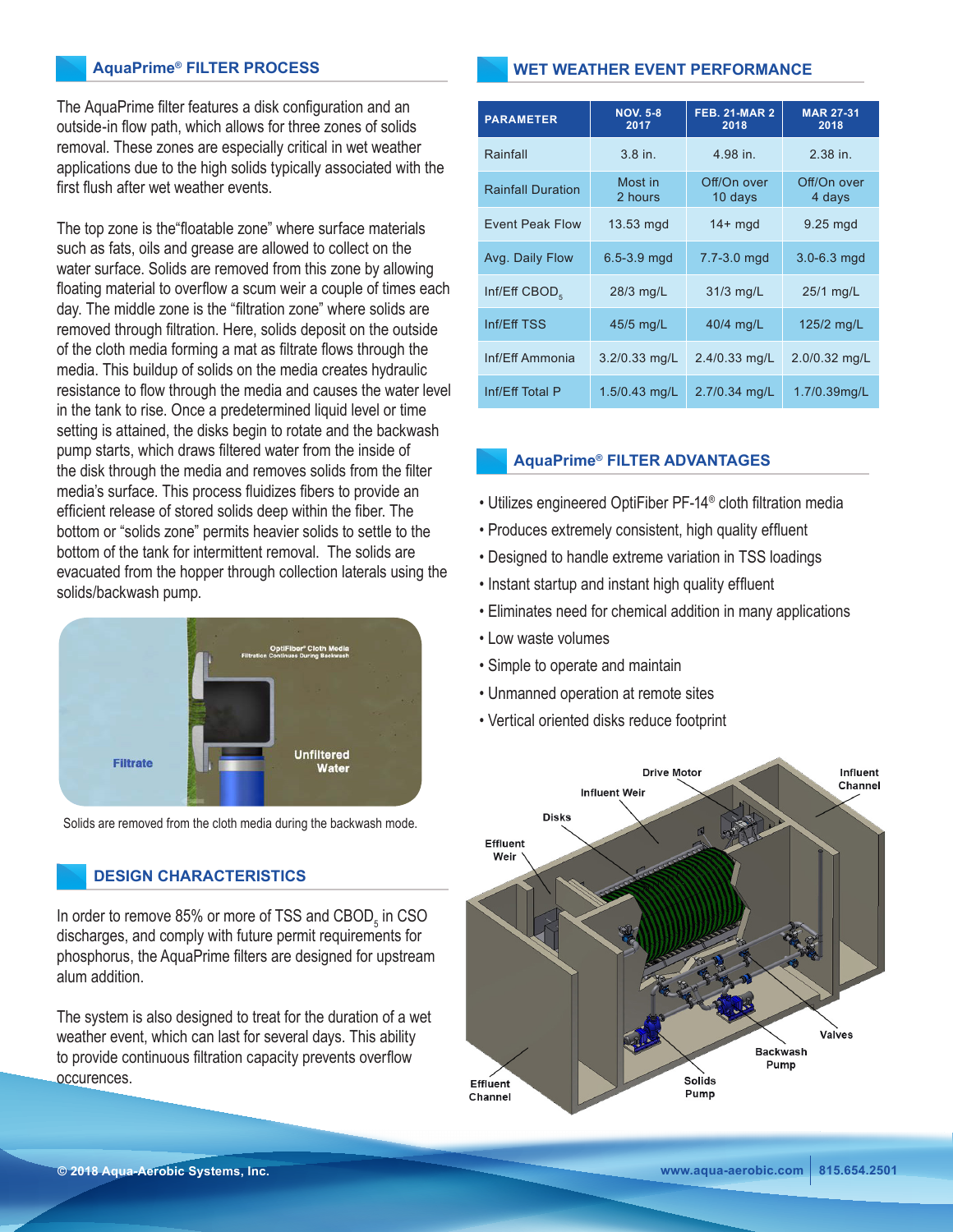## AquaPrime® FILTER PROCESS

The AquaPrime filter features a disk configuration and an outside-in flow path, which allows for three zones of solids removal. These zones are especially critical in wet weather applications due to the high solids typically associated with the first flush after wet weather events.

The top zone is the"floatable zone" where surface materials such as fats, oils and grease are allowed to collect on the water surface. Solids are removed from this zone by allowing floating material to overflow a scum weir a couple of times each day. The middle zone is the "filtration zone" where solids are removed through filtration. Here, solids deposit on the outside of the cloth media forming a mat as filtrate flows through the media. This buildup of solids on the media creates hydraulic resistance to flow through the media and causes the water level in the tank to rise. Once a predetermined liquid level or time setting is attained, the disks begin to rotate and the backwash pump starts, which draws filtered water from the inside of the disk through the media and removes solids from the filter media's surface. This process fluidizes fibers to provide an efficient release of stored solids deep within the fiber. The bottom or "solids zone" permits heavier solids to settle to the bottom of the tank for intermittent removal. The solids are evacuated from the hopper through collection laterals using the solids/backwash pump.

OptiFiber® Cloth Media
Filtration Continues During Backwash
Filtrate
Unfiltered Water

Solids are removed from the cloth media during the backwash mode.

## DESIGN CHARACTERISTICS

In order to remove 85% or more of TSS and $CBOD_5$ in CSO discharges, and comply with future permit requirements for phosphorus, the AquaPrime filters are designed for upstream alum addition.

The system is also designed to treat for the duration of a wet weather event, which can last for several days. This ability to provide continuous filtration capacity prevents overflow occurences.

## WET WEATHER EVENT PERFORMANCE

| PARAMETER | NOV. 5-8 2017 | FEB. 21-MAR 2 2018 | MAR 27-31 2018 |
|---|---|---|---|
| Rainfall | 3.8 in. | 4.98 in. | 2.38 in. |
| Rainfall Duration | Most in 2 hours | Off/On over 10 days | Off/On over 4 days |
| Event Peak Flow | 13.53 mgd | 14+ mgd | 9.25 mgd |
| Avg. Daily Flow | 6.5-3.9 mgd | 7.7-3.0 mgd | 3.0-6.3 mgd |
| Inf/Eff $CBOD_5$ | 28/3 mg/L | 31/3 mg/L | 25/1 mg/L |
| Inf/Eff TSS | 45/5 mg/L | 40/4 mg/L | 125/2 mg/L |
| Inf/Eff Ammonia | 3.2/0.33 mg/L | 2.4/0.33 mg/L | 2.0/0.32 mg/L |
| Inf/Eff Total P | 1.5/0.43 mg/L | 2.7/0.34 mg/L | 1.7/0.39mg/L |

## AquaPrime® FILTER ADVANTAGES

- Utilizes engineered OptiFiber PF-14® cloth filtration media
- Produces extremely consistent, high quality effluent
- Designed to handle extreme variation in TSS loadings
- Instant startup and instant high quality effluent
- Eliminates need for chemical addition in many applications
- Low waste volumes
- Simple to operate and maintain
- Unmanned operation at remote sites
- Vertical oriented disks reduce footprint

Drive Motor
Influent Channel
Influent Weir
Disks
Effluent Weir
Valves
Backwash Pump
Solids Pump
Effluent Channel

© 2018 Aqua-Aerobic Systems, Inc.

www.aqua-aerobic.com | 815.654.2501